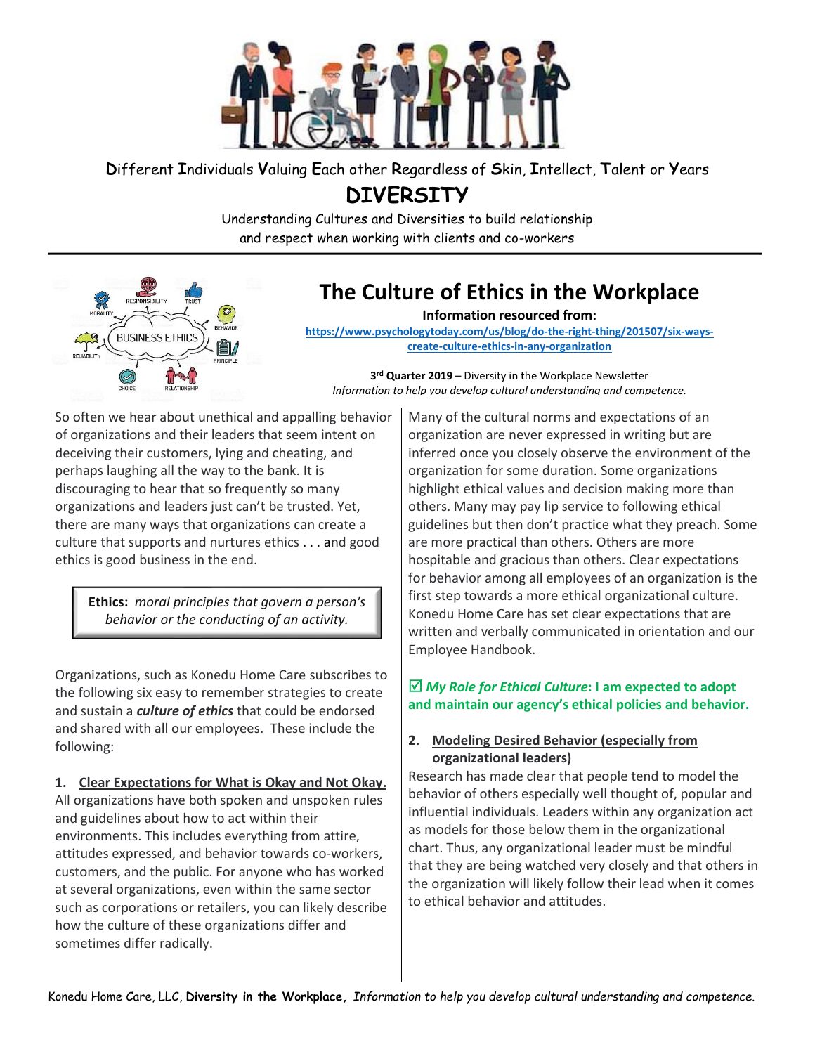**D**ifferent **I**ndividuals **V**aluing **E**ach other **R**egardless of **S**kin, **I**ntellect, **T**alent or **Y**ears

# DIVERSITY

Understanding Cultures and Diversities to build relationship and respect when working with clients and co-workers

## The Culture of Ethics in the Workplace

**Information resourced from:**
[https://www.psychologytoday.com/us/blog/do-the-right-thing/201507/six-ways-create-culture-ethics-in-any-organization](https://www.psychologytoday.com/us/blog/do-the-right-thing/201507/six-ways-create-culture-ethics-in-any-organization)

**3rd Quarter 2019** – Diversity in the Workplace Newsletter
*Information to help you develop cultural understanding and competence.*

So often we hear about unethical and appalling behavior of organizations and their leaders that seem intent on deceiving their customers, lying and cheating, and perhaps laughing all the way to the bank. It is discouraging to hear that so frequently so many organizations and leaders just can't be trusted. Yet, there are many ways that organizations can create a culture that supports and nurtures ethics . . . and good ethics is good business in the end.

> **Ethics:** *moral principles that govern a person's behavior or the conducting of an activity.*

Organizations, such as Konedu Home Care subscribes to the following six easy to remember strategies to create and sustain a ***culture of ethics*** that could be endorsed and shared with all our employees. These include the following:

**1. Clear Expectations for What is Okay and Not Okay.**

All organizations have both spoken and unspoken rules and guidelines about how to act within their environments. This includes everything from attire, attitudes expressed, and behavior towards co-workers, customers, and the public. For anyone who has worked at several organizations, even within the same sector such as corporations or retailers, you can likely describe how the culture of these organizations differ and sometimes differ radically.

Many of the cultural norms and expectations of an organization are never expressed in writing but are inferred once you closely observe the environment of the organization for some duration. Some organizations highlight ethical values and decision making more than others. Many may pay lip service to following ethical guidelines but then don't practice what they preach. Some are more practical than others. Others are more hospitable and gracious than others. Clear expectations for behavior among all employees of an organization is the first step towards a more ethical organizational culture. Konedu Home Care has set clear expectations that are written and verbally communicated in orientation and our Employee Handbook.

☑ ***My Role for Ethical Culture*: I am expected to adopt and maintain our agency's ethical policies and behavior.**

**2. Modeling Desired Behavior (especially from organizational leaders)**

Research has made clear that people tend to model the behavior of others especially well thought of, popular and influential individuals. Leaders within any organization act as models for those below them in the organizational chart. Thus, any organizational leader must be mindful that they are being watched very closely and that others in the organization will likely follow their lead when it comes to ethical behavior and attitudes.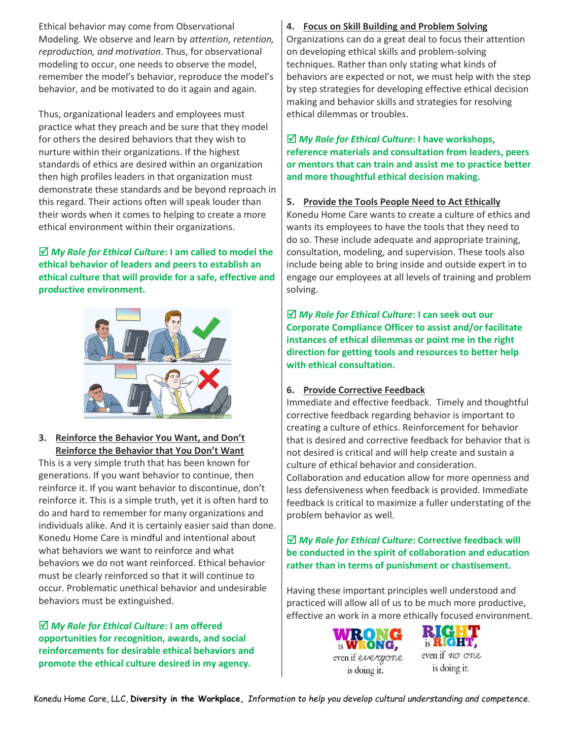Ethical behavior may come from Observational Modeling. We observe and learn by *attention, retention, reproduction, and motivation*. Thus, for observational modeling to occur, one needs to observe the model, remember the model's behavior, reproduce the model's behavior, and be motivated to do it again and again.

Thus, organizational leaders and employees must practice what they preach and be sure that they model for others the desired behaviors that they wish to nurture within their organizations. If the highest standards of ethics are desired within an organization then high profiles leaders in that organization must demonstrate these standards and be beyond reproach in this regard. Their actions often will speak louder than their words when it comes to helping to create a more ethical environment within their organizations.

☑ ***My Role for Ethical Culture*: I am called to model the ethical behavior of leaders and peers to establish an ethical culture that will provide for a safe, effective and productive environment.**

### 3. Reinforce the Behavior You Want, and Don't Reinforce the Behavior that You Don't Want

This is a very simple truth that has been known for generations. If you want behavior to continue, then reinforce it. If you want behavior to discontinue, don't reinforce it. This is a simple truth, yet it is often hard to do and hard to remember for many organizations and individuals alike. And it is certainly easier said than done. Konedu Home Care is mindful and intentional about what behaviors we want to reinforce and what behaviors we do not want reinforced. Ethical behavior must be clearly reinforced so that it will continue to occur. Problematic unethical behavior and undesirable behaviors must be extinguished.

☑ ***My Role for Ethical Culture*: I am offered opportunities for recognition, awards, and social reinforcements for desirable ethical behaviors and promote the ethical culture desired in my agency.**

### 4. Focus on Skill Building and Problem Solving

Organizations can do a great deal to focus their attention on developing ethical skills and problem-solving techniques. Rather than only stating what kinds of behaviors are expected or not, we must help with the step by step strategies for developing effective ethical decision making and behavior skills and strategies for resolving ethical dilemmas or troubles.

☑ ***My Role for Ethical Culture*: I have workshops, reference materials and consultation from leaders, peers or mentors that can train and assist me to practice better and more thoughtful ethical decision making.**

### 5. Provide the Tools People Need to Act Ethically

Konedu Home Care wants to create a culture of ethics and wants its employees to have the tools that they need to do so. These include adequate and appropriate training, consultation, modeling, and supervision. These tools also include being able to bring inside and outside expert in to engage our employees at all levels of training and problem solving.

☑ ***My Role for Ethical Culture*: I can seek out our Corporate Compliance Officer to assist and/or facilitate instances of ethical dilemmas or point me in the right direction for getting tools and resources to better help with ethical consultation.**

### 6. Provide Corrective Feedback

Immediate and effective feedback. Timely and thoughtful corrective feedback regarding behavior is important to creating a culture of ethics. Reinforcement for behavior that is desired and corrective feedback for behavior that is not desired is critical and will help create and sustain a culture of ethical behavior and consideration. Collaboration and education allow for more openness and less defensiveness when feedback is provided. Immediate feedback is critical to maximize a fuller understating of the problem behavior as well.

☑ ***My Role for Ethical Culture*: Corrective feedback will be conducted in the spirit of collaboration and education rather than in terms of punishment or chastisement.**

Having these important principles well understood and practiced will allow all of us to be much more productive, effective an work in a more ethically focused environment.

WRONG is WRONG, even if everyone is doing it.

RIGHT is RIGHT, even if no one is doing it.

Konedu Home Care, LLC, **Diversity in the Workplace,** *Information to help you develop cultural understanding and competence.*